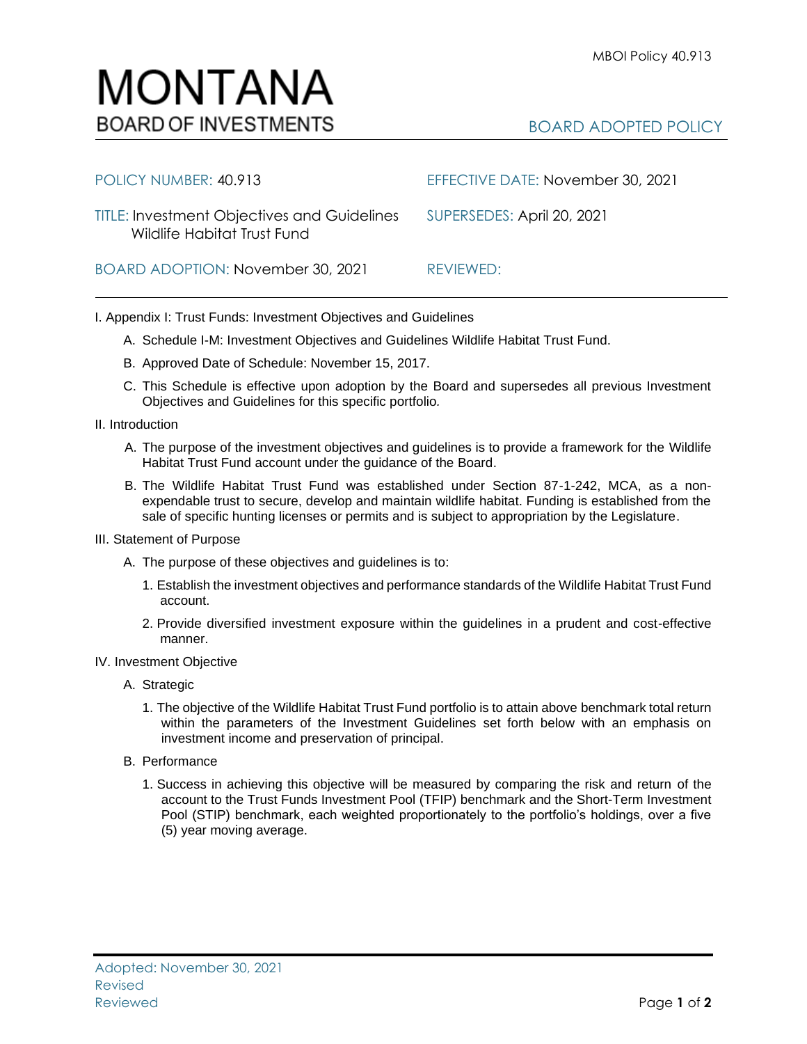# MONTANA
BOARD OF INVESTMENTS

BOARD ADOPTED POLICY

POLICY NUMBER: 40.913

EFFECTIVE DATE: November 30, 2021

TITLE: Investment Objectives and Guidelines Wildlife Habitat Trust Fund

SUPERSEDES: April 20, 2021

BOARD ADOPTION: November 30, 2021

REVIEWED:

I. Appendix I: Trust Funds: Investment Objectives and Guidelines

A. Schedule I-M: Investment Objectives and Guidelines Wildlife Habitat Trust Fund.

B. Approved Date of Schedule: November 15, 2017.

C. This Schedule is effective upon adoption by the Board and supersedes all previous Investment Objectives and Guidelines for this specific portfolio.

II. Introduction

A. The purpose of the investment objectives and guidelines is to provide a framework for the Wildlife Habitat Trust Fund account under the guidance of the Board.

B. The Wildlife Habitat Trust Fund was established under Section 87-1-242, MCA, as a non-expendable trust to secure, develop and maintain wildlife habitat. Funding is established from the sale of specific hunting licenses or permits and is subject to appropriation by the Legislature.

III. Statement of Purpose

A. The purpose of these objectives and guidelines is to:

1. Establish the investment objectives and performance standards of the Wildlife Habitat Trust Fund account.

2. Provide diversified investment exposure within the guidelines in a prudent and cost-effective manner.

IV. Investment Objective

A. Strategic

1. The objective of the Wildlife Habitat Trust Fund portfolio is to attain above benchmark total return within the parameters of the Investment Guidelines set forth below with an emphasis on investment income and preservation of principal.

B. Performance

1. Success in achieving this objective will be measured by comparing the risk and return of the account to the Trust Funds Investment Pool (TFIP) benchmark and the Short-Term Investment Pool (STIP) benchmark, each weighted proportionately to the portfolio's holdings, over a five (5) year moving average.

Adopted: November 30, 2021
Revised
Reviewed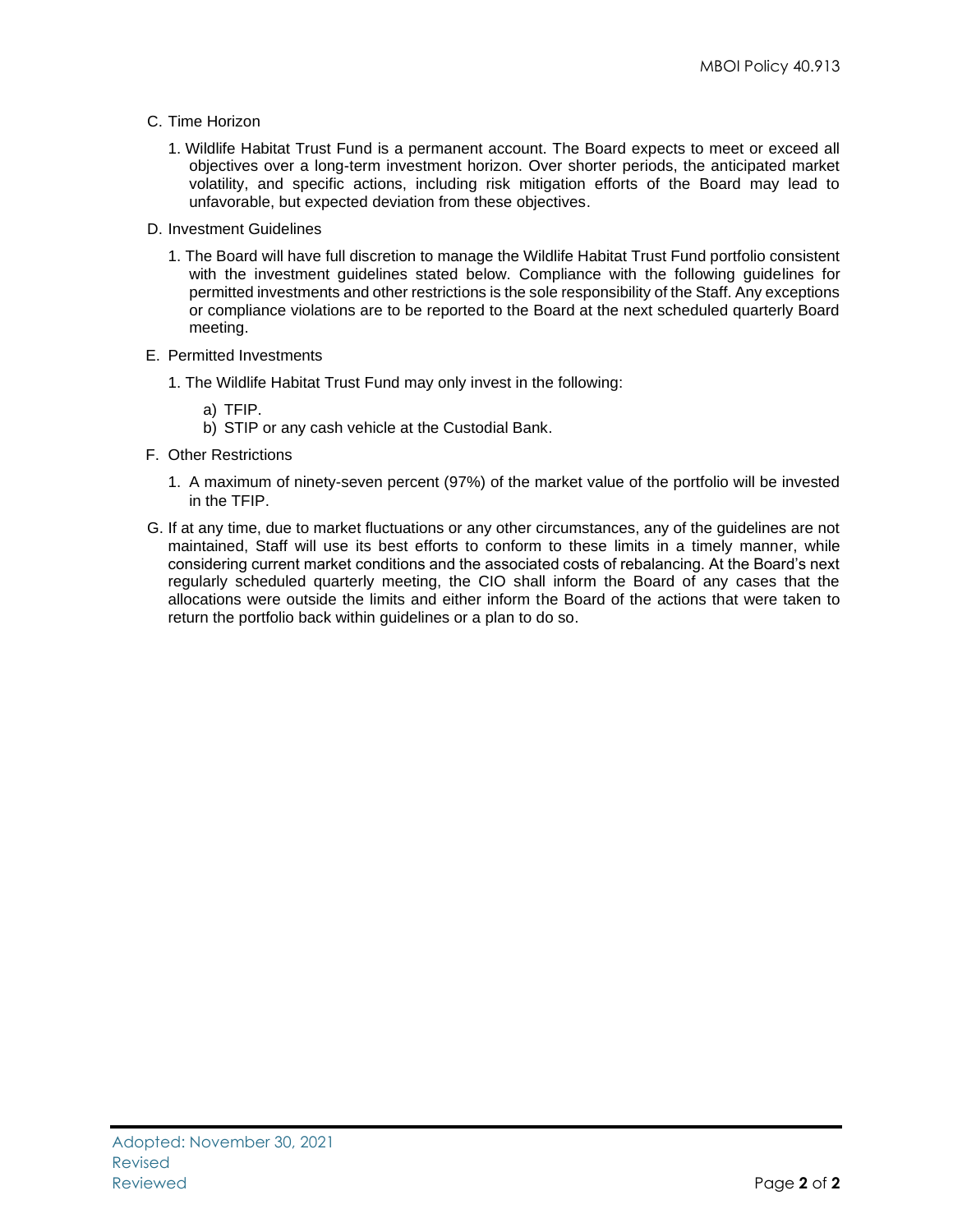C. Time Horizon

1. Wildlife Habitat Trust Fund is a permanent account. The Board expects to meet or exceed all objectives over a long-term investment horizon. Over shorter periods, the anticipated market volatility, and specific actions, including risk mitigation efforts of the Board may lead to unfavorable, but expected deviation from these objectives.

D. Investment Guidelines

1. The Board will have full discretion to manage the Wildlife Habitat Trust Fund portfolio consistent with the investment guidelines stated below. Compliance with the following guidelines for permitted investments and other restrictions is the sole responsibility of the Staff. Any exceptions or compliance violations are to be reported to the Board at the next scheduled quarterly Board meeting.

E. Permitted Investments

1. The Wildlife Habitat Trust Fund may only invest in the following:

   a) TFIP.
   b) STIP or any cash vehicle at the Custodial Bank.

F. Other Restrictions

1. A maximum of ninety-seven percent (97%) of the market value of the portfolio will be invested in the TFIP.

G. If at any time, due to market fluctuations or any other circumstances, any of the guidelines are not maintained, Staff will use its best efforts to conform to these limits in a timely manner, while considering current market conditions and the associated costs of rebalancing. At the Board's next regularly scheduled quarterly meeting, the CIO shall inform the Board of any cases that the allocations were outside the limits and either inform the Board of the actions that were taken to return the portfolio back within guidelines or a plan to do so.

Adopted: November 30, 2021
Revised
Reviewed